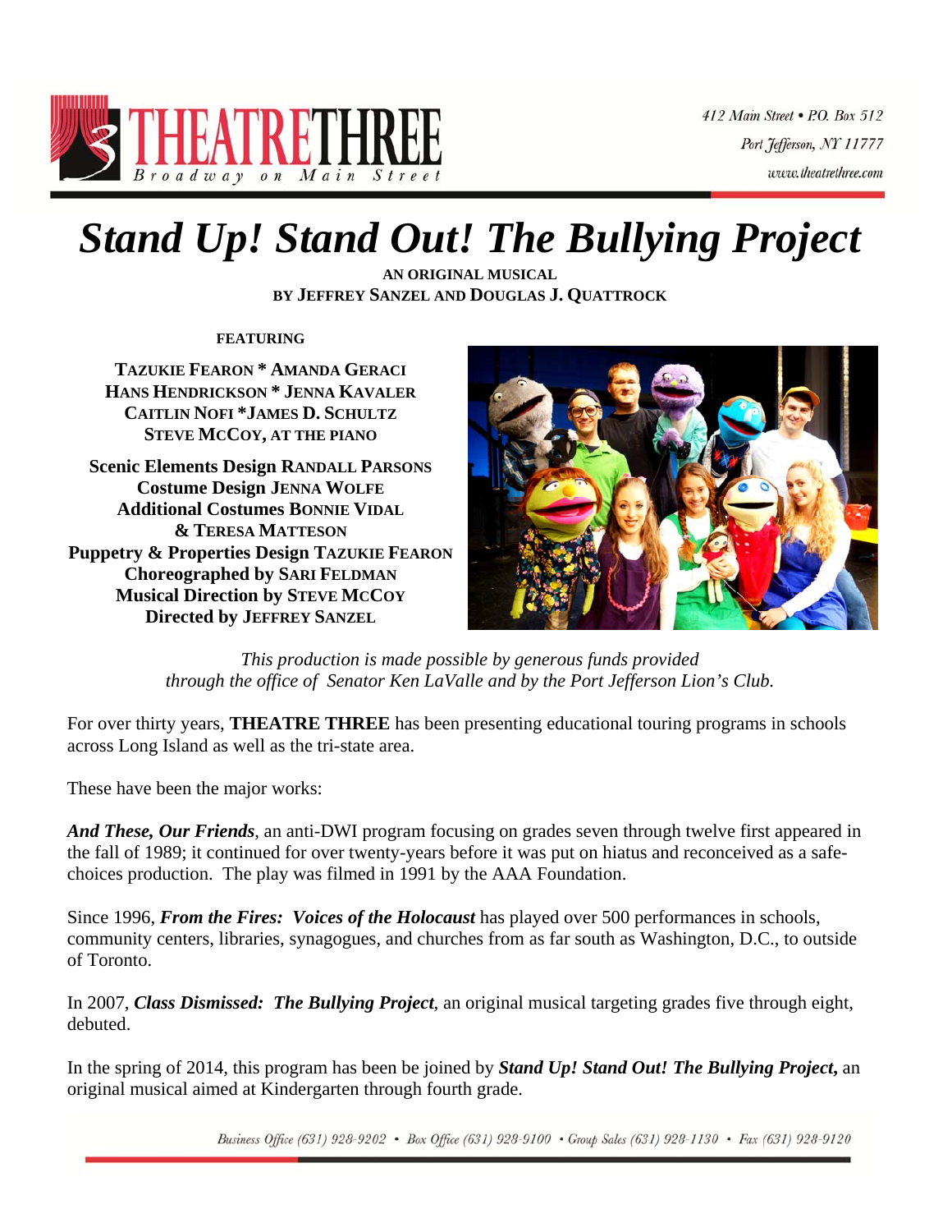**THEATRETHREE**
*Broadway on Main Street*

*412 Main Street • P.O. Box 512*
*Port Jefferson, NY 11777*
*www.theatrethree.com*

# *Stand Up! Stand Out! The Bullying Project*

**AN ORIGINAL MUSICAL**
**BY JEFFREY SANZEL AND DOUGLAS J. QUATTROCK**

**FEATURING**

**TAZUKIE FEARON * AMANDA GERACI**
**HANS HENDRICKSON * JENNA KAVALER**
**CAITLIN NOFI *JAMES D. SCHULTZ**
**STEVE MCCOY, AT THE PIANO**

**Scenic Elements Design RANDALL PARSONS**
**Costume Design JENNA WOLFE**
**Additional Costumes BONNIE VIDAL**
**& TERESA MATTESON**
**Puppetry & Properties Design TAZUKIE FEARON**
**Choreographed by SARI FELDMAN**
**Musical Direction by STEVE MCCOY**
**Directed by JEFFREY SANZEL**

*This production is made possible by generous funds provided through the office of Senator Ken LaValle and by the Port Jefferson Lion's Club.*

For over thirty years, **THEATRE THREE** has been presenting educational touring programs in schools across Long Island as well as the tri-state area.

These have been the major works:

***And These, Our Friends***, an anti-DWI program focusing on grades seven through twelve first appeared in the fall of 1989; it continued for over twenty-years before it was put on hiatus and reconceived as a safe-choices production. The play was filmed in 1991 by the AAA Foundation.

Since 1996, ***From the Fires: Voices of the Holocaust*** has played over 500 performances in schools, community centers, libraries, synagogues, and churches from as far south as Washington, D.C., to outside of Toronto.

In 2007, ***Class Dismissed: The Bullying Project***, an original musical targeting grades five through eight, debuted.

In the spring of 2014, this program has been be joined by ***Stand Up! Stand Out! The Bullying Project,*** an original musical aimed at Kindergarten through fourth grade.

*Business Office (631) 928-9202 • Box Office (631) 928-9100 • Group Sales (631) 928-1130 • Fax (631) 928-9120*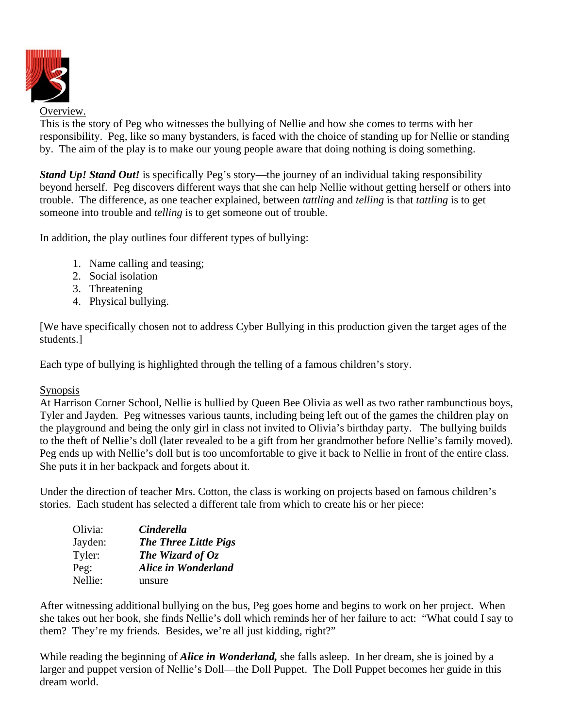Overview.

This is the story of Peg who witnesses the bullying of Nellie and how she comes to terms with her responsibility. Peg, like so many bystanders, is faced with the choice of standing up for Nellie or standing by. The aim of the play is to make our young people aware that doing nothing is doing something.

***Stand Up! Stand Out!*** is specifically Peg's story—the journey of an individual taking responsibility beyond herself. Peg discovers different ways that she can help Nellie without getting herself or others into trouble. The difference, as one teacher explained, between *tattling* and *telling* is that *tattling* is to get someone into trouble and *telling* is to get someone out of trouble.

In addition, the play outlines four different types of bullying:

1. Name calling and teasing;
2. Social isolation
3. Threatening
4. Physical bullying.

[We have specifically chosen not to address Cyber Bullying in this production given the target ages of the students.]

Each type of bullying is highlighted through the telling of a famous children's story.

Synopsis

At Harrison Corner School, Nellie is bullied by Queen Bee Olivia as well as two rather rambunctious boys, Tyler and Jayden. Peg witnesses various taunts, including being left out of the games the children play on the playground and being the only girl in class not invited to Olivia's birthday party. The bullying builds to the theft of Nellie's doll (later revealed to be a gift from her grandmother before Nellie's family moved). Peg ends up with Nellie's doll but is too uncomfortable to give it back to Nellie in front of the entire class. She puts it in her backpack and forgets about it.

Under the direction of teacher Mrs. Cotton, the class is working on projects based on famous children's stories. Each student has selected a different tale from which to create his or her piece:

| | |
|---|---|
| Olivia: | ***Cinderella*** |
| Jayden: | ***The Three Little Pigs*** |
| Tyler: | ***The Wizard of Oz*** |
| Peg: | ***Alice in Wonderland*** |
| Nellie: | unsure |

After witnessing additional bullying on the bus, Peg goes home and begins to work on her project. When she takes out her book, she finds Nellie's doll which reminds her of her failure to act: "What could I say to them? They're my friends. Besides, we're all just kidding, right?"

While reading the beginning of ***Alice in Wonderland,*** she falls asleep. In her dream, she is joined by a larger and puppet version of Nellie's Doll—the Doll Puppet. The Doll Puppet becomes her guide in this dream world.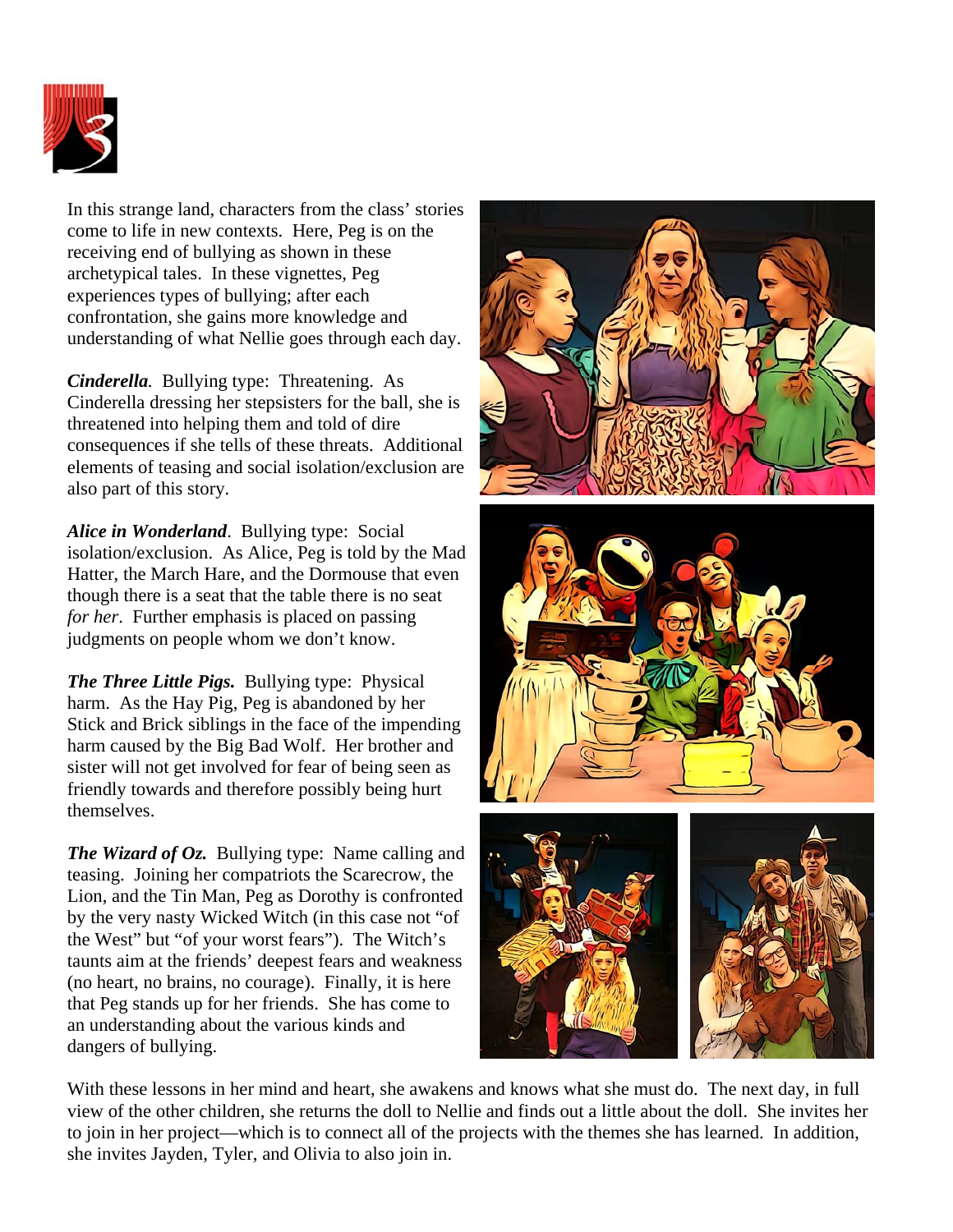In this strange land, characters from the class' stories come to life in new contexts. Here, Peg is on the receiving end of bullying as shown in these archetypical tales. In these vignettes, Peg experiences types of bullying; after each confrontation, she gains more knowledge and understanding of what Nellie goes through each day.

***Cinderella****.* Bullying type: Threatening. As Cinderella dressing her stepsisters for the ball, she is threatened into helping them and told of dire consequences if she tells of these threats. Additional elements of teasing and social isolation/exclusion are also part of this story.

***Alice in Wonderland***. Bullying type: Social isolation/exclusion. As Alice, Peg is told by the Mad Hatter, the March Hare, and the Dormouse that even though there is a seat that the table there is no seat *for her*. Further emphasis is placed on passing judgments on people whom we don't know.

***The Three Little Pigs.*** Bullying type: Physical harm. As the Hay Pig, Peg is abandoned by her Stick and Brick siblings in the face of the impending harm caused by the Big Bad Wolf. Her brother and sister will not get involved for fear of being seen as friendly towards and therefore possibly being hurt themselves.

***The Wizard of Oz.*** Bullying type: Name calling and teasing. Joining her compatriots the Scarecrow, the Lion, and the Tin Man, Peg as Dorothy is confronted by the very nasty Wicked Witch (in this case not "of the West" but "of your worst fears"). The Witch's taunts aim at the friends' deepest fears and weakness (no heart, no brains, no courage). Finally, it is here that Peg stands up for her friends. She has come to an understanding about the various kinds and dangers of bullying.

With these lessons in her mind and heart, she awakens and knows what she must do. The next day, in full view of the other children, she returns the doll to Nellie and finds out a little about the doll. She invites her to join in her project—which is to connect all of the projects with the themes she has learned. In addition, she invites Jayden, Tyler, and Olivia to also join in.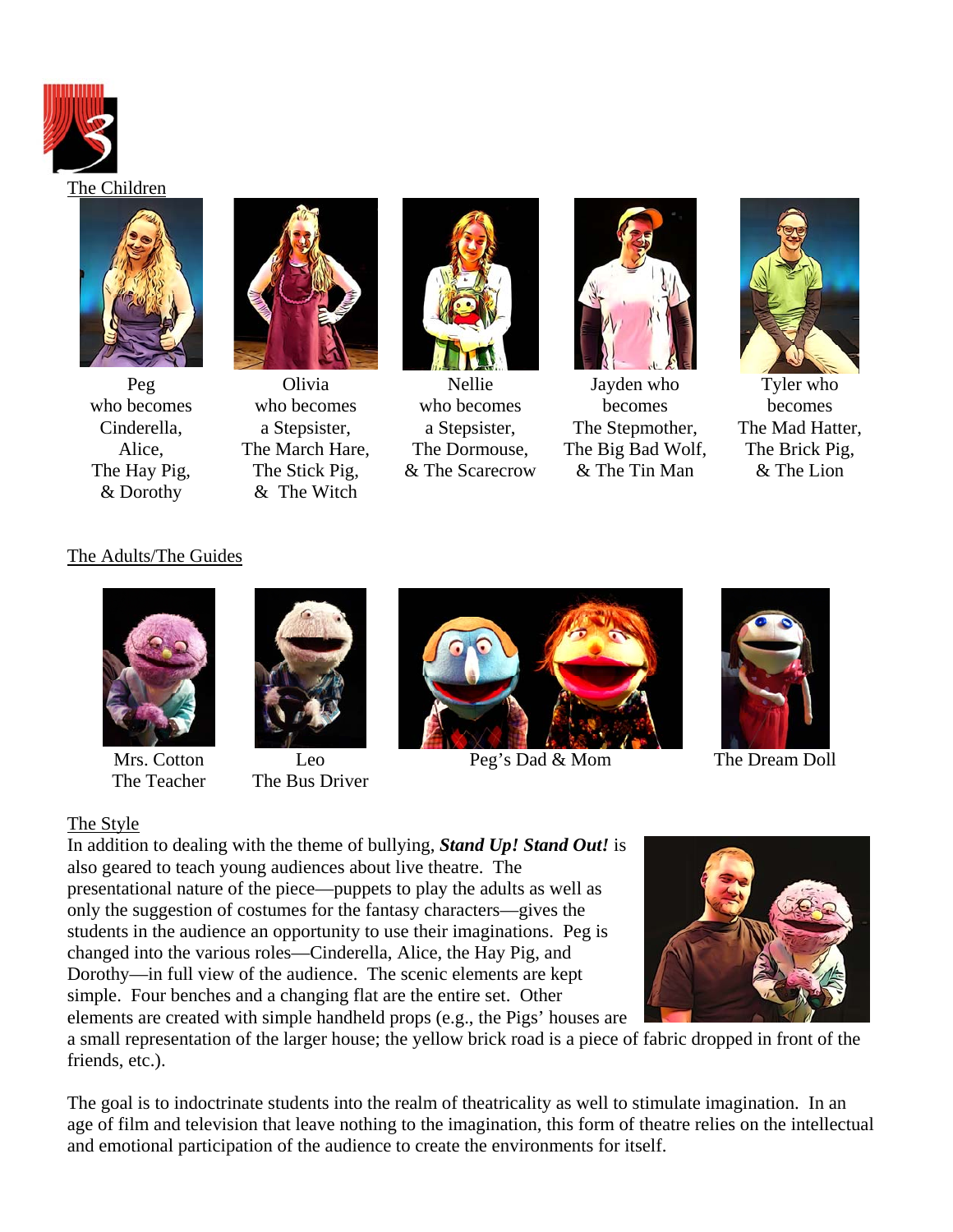## The Children

Peg who becomes Cinderella, Alice, The Hay Pig, & Dorothy

Olivia who becomes a Stepsister, The March Hare, The Stick Pig, & The Witch

Nellie who becomes a Stepsister, The Dormouse, & The Scarecrow

Jayden who becomes The Stepmother, The Big Bad Wolf, & The Tin Man

Tyler who becomes The Mad Hatter, The Brick Pig, & The Lion

## The Adults/The Guides

Mrs. Cotton The Teacher

Leo The Bus Driver

Peg's Dad & Mom

The Dream Doll

## The Style

In addition to dealing with the theme of bullying, ***Stand Up! Stand Out!*** is also geared to teach young audiences about live theatre. The presentational nature of the piece—puppets to play the adults as well as only the suggestion of costumes for the fantasy characters—gives the students in the audience an opportunity to use their imaginations. Peg is changed into the various roles—Cinderella, Alice, the Hay Pig, and Dorothy—in full view of the audience. The scenic elements are kept simple. Four benches and a changing flat are the entire set. Other elements are created with simple handheld props (e.g., the Pigs' houses are a small representation of the larger house; the yellow brick road is a piece of fabric dropped in front of the friends, etc.).

The goal is to indoctrinate students into the realm of theatricality as well to stimulate imagination. In an age of film and television that leave nothing to the imagination, this form of theatre relies on the intellectual and emotional participation of the audience to create the environments for itself.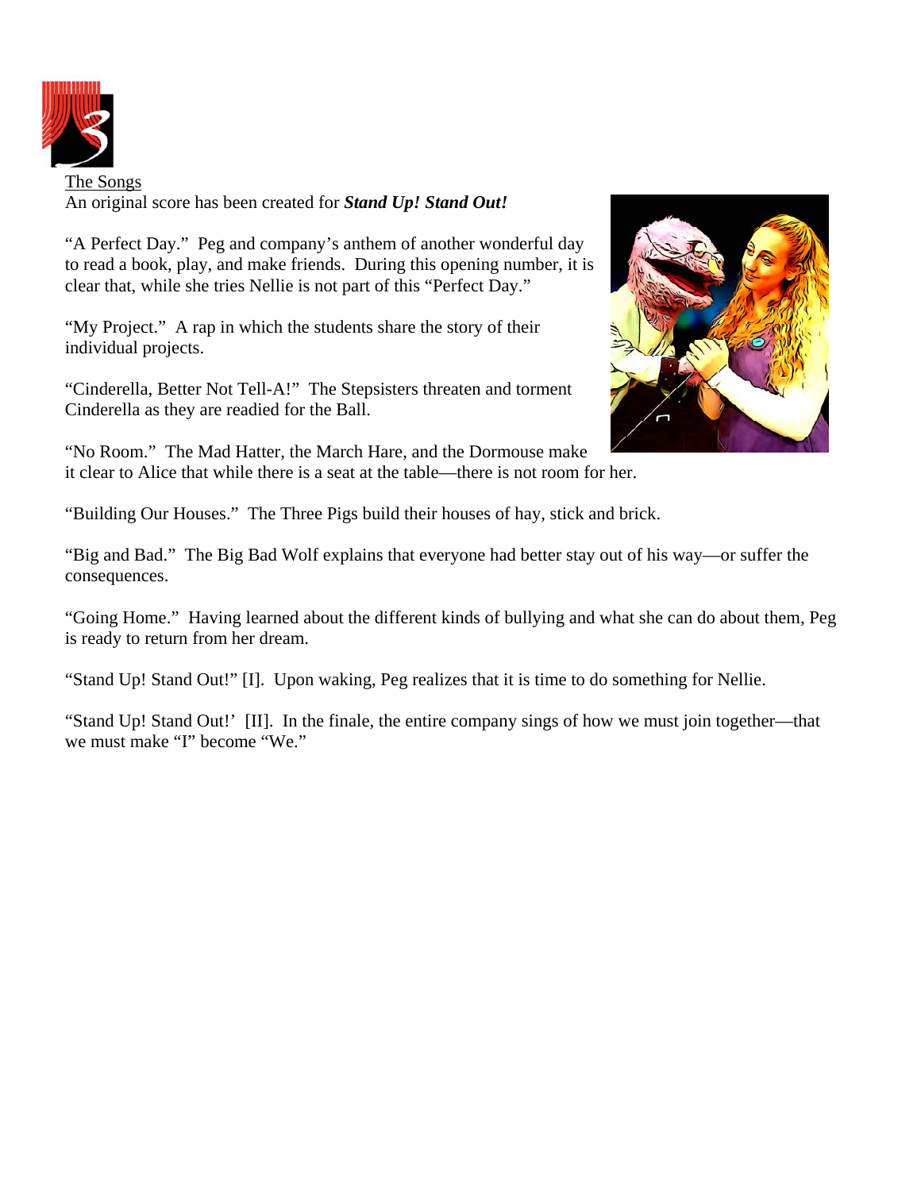The Songs

An original score has been created for ***Stand Up! Stand Out!***

"A Perfect Day." Peg and company's anthem of another wonderful day to read a book, play, and make friends. During this opening number, it is clear that, while she tries Nellie is not part of this "Perfect Day."

"My Project." A rap in which the students share the story of their individual projects.

"Cinderella, Better Not Tell-A!" The Stepsisters threaten and torment Cinderella as they are readied for the Ball.

"No Room." The Mad Hatter, the March Hare, and the Dormouse make it clear to Alice that while there is a seat at the table—there is not room for her.

"Building Our Houses." The Three Pigs build their houses of hay, stick and brick.

"Big and Bad." The Big Bad Wolf explains that everyone had better stay out of his way—or suffer the consequences.

"Going Home." Having learned about the different kinds of bullying and what she can do about them, Peg is ready to return from her dream.

"Stand Up! Stand Out!" [I]. Upon waking, Peg realizes that it is time to do something for Nellie.

"Stand Up! Stand Out!' [II]. In the finale, the entire company sings of how we must join together—that we must make "I" become "We."